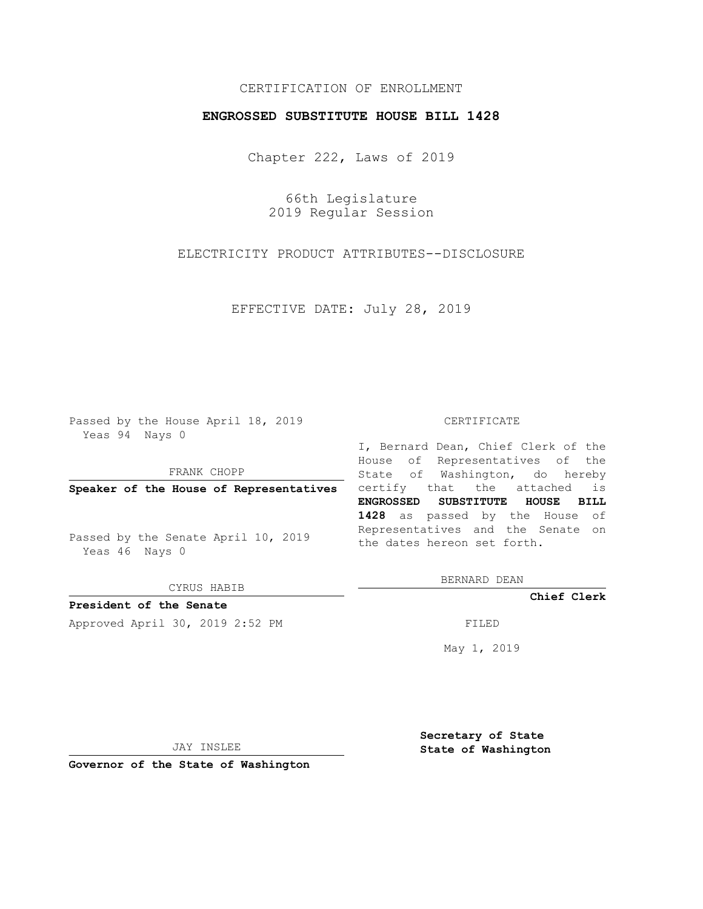CERTIFICATION OF ENROLLMENT

**ENGROSSED SUBSTITUTE HOUSE BILL 1428**

Chapter 222, Laws of 2019

66th Legislature
2019 Regular Session

ELECTRICITY PRODUCT ATTRIBUTES--DISCLOSURE

EFFECTIVE DATE: July 28, 2019

Passed by the House April 18, 2019
Yeas 94 Nays 0

FRANK CHOPP

**Speaker of the House of Representatives**

Passed by the Senate April 10, 2019
Yeas 46 Nays 0

CYRUS HABIB

**President of the Senate**

Approved April 30, 2019 2:52 PM

JAY INSLEE

**Governor of the State of Washington**

CERTIFICATE

I, Bernard Dean, Chief Clerk of the House of Representatives of the State of Washington, do hereby certify that the attached is **ENGROSSED SUBSTITUTE HOUSE BILL 1428** as passed by the House of Representatives and the Senate on the dates hereon set forth.

BERNARD DEAN

**Chief Clerk**

FILED

May 1, 2019

**Secretary of State**
**State of Washington**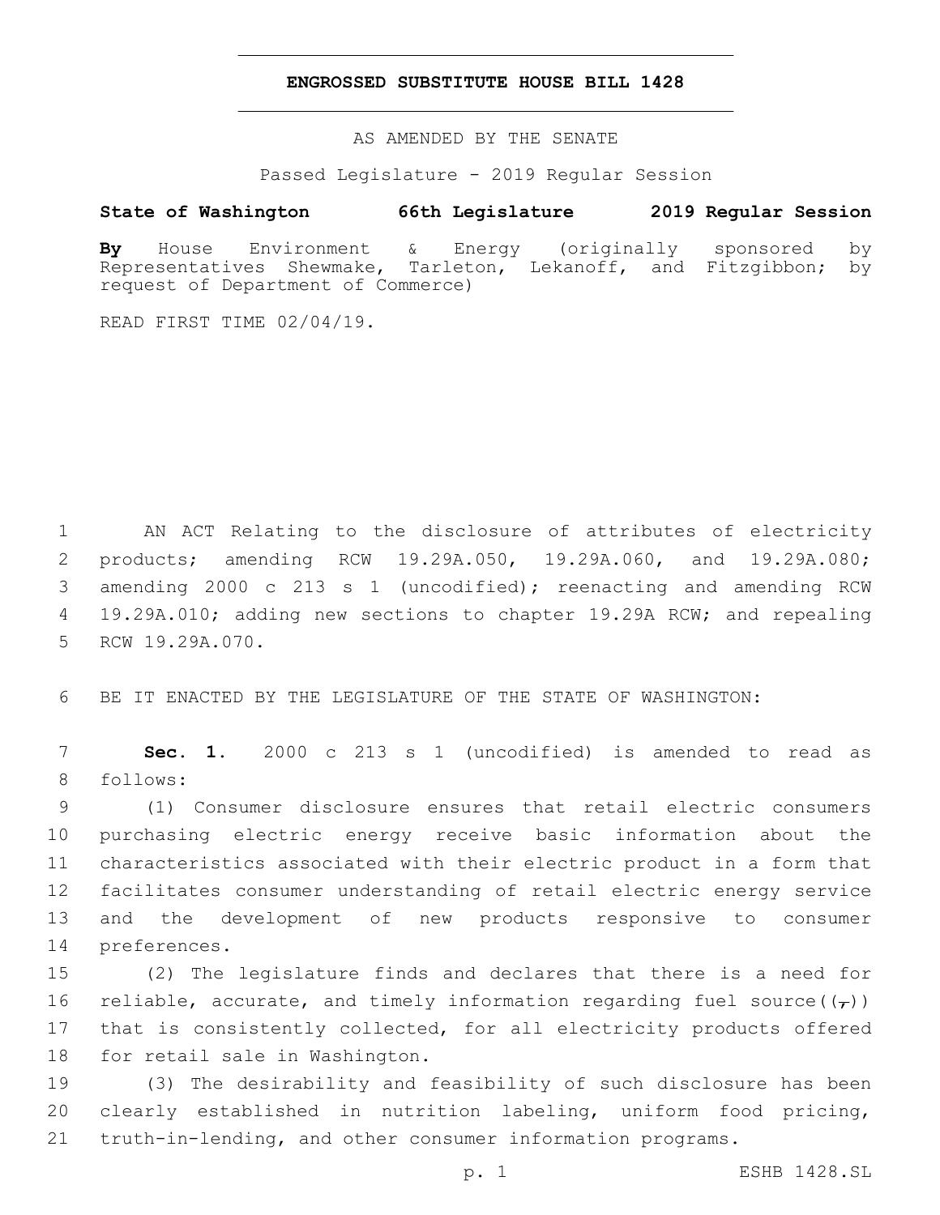# ENGROSSED SUBSTITUTE HOUSE BILL 1428

AS AMENDED BY THE SENATE

Passed Legislature - 2019 Regular Session

**State of Washington 66th Legislature 2019 Regular Session**

**By** House Environment & Energy (originally sponsored by Representatives Shewmake, Tarleton, Lekanoff, and Fitzgibbon; by request of Department of Commerce)

READ FIRST TIME 02/04/19.

AN ACT Relating to the disclosure of attributes of electricity products; amending RCW 19.29A.050, 19.29A.060, and 19.29A.080; amending 2000 c 213 s 1 (uncodified); reenacting and amending RCW 19.29A.010; adding new sections to chapter 19.29A RCW; and repealing RCW 19.29A.070.

BE IT ENACTED BY THE LEGISLATURE OF THE STATE OF WASHINGTON:

**Sec. 1.** 2000 c 213 s 1 (uncodified) is amended to read as follows:

(1) Consumer disclosure ensures that retail electric consumers purchasing electric energy receive basic information about the characteristics associated with their electric product in a form that facilitates consumer understanding of retail electric energy service and the development of new products responsive to consumer preferences.

(2) The legislature finds and declares that there is a need for reliable, accurate, and timely information regarding fuel source((,)) that is consistently collected, for all electricity products offered for retail sale in Washington.

(3) The desirability and feasibility of such disclosure has been clearly established in nutrition labeling, uniform food pricing, truth-in-lending, and other consumer information programs.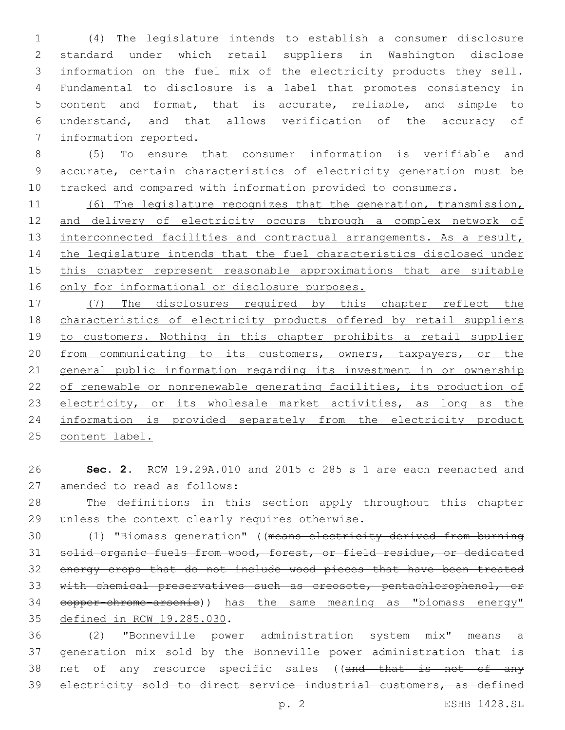(4) The legislature intends to establish a consumer disclosure standard under which retail suppliers in Washington disclose information on the fuel mix of the electricity products they sell. Fundamental to disclosure is a label that promotes consistency in content and format, that is accurate, reliable, and simple to understand, and that allows verification of the accuracy of information reported.

(5) To ensure that consumer information is verifiable and accurate, certain characteristics of electricity generation must be tracked and compared with information provided to consumers.

<u>(6) The legislature recognizes that the generation, transmission, and delivery of electricity occurs through a complex network of interconnected facilities and contractual arrangements. As a result, the legislature intends that the fuel characteristics disclosed under this chapter represent reasonable approximations that are suitable only for informational or disclosure purposes.</u>

<u>(7) The disclosures required by this chapter reflect the characteristics of electricity products offered by retail suppliers to customers. Nothing in this chapter prohibits a retail supplier from communicating to its customers, owners, taxpayers, or the general public information regarding its investment in or ownership of renewable or nonrenewable generating facilities, its production of electricity, or its wholesale market activities, as long as the information is provided separately from the electricity product content label.</u>

**Sec. 2.** RCW 19.29A.010 and 2015 c 285 s 1 are each reenacted and amended to read as follows:

The definitions in this section apply throughout this chapter unless the context clearly requires otherwise.

(1) "Biomass generation" ((~~means electricity derived from burning solid organic fuels from wood, forest, or field residue, or dedicated energy crops that do not include wood pieces that have been treated with chemical preservatives such as creosote, pentachlorophenol, or copper-chrome-arsenic~~)) <u>has the same meaning as "biomass energy" defined in RCW 19.285.030</u>.

(2) "Bonneville power administration system mix" means a generation mix sold by the Bonneville power administration that is net of any resource specific sales ((~~and that is net of any electricity sold to direct service industrial customers, as defined~~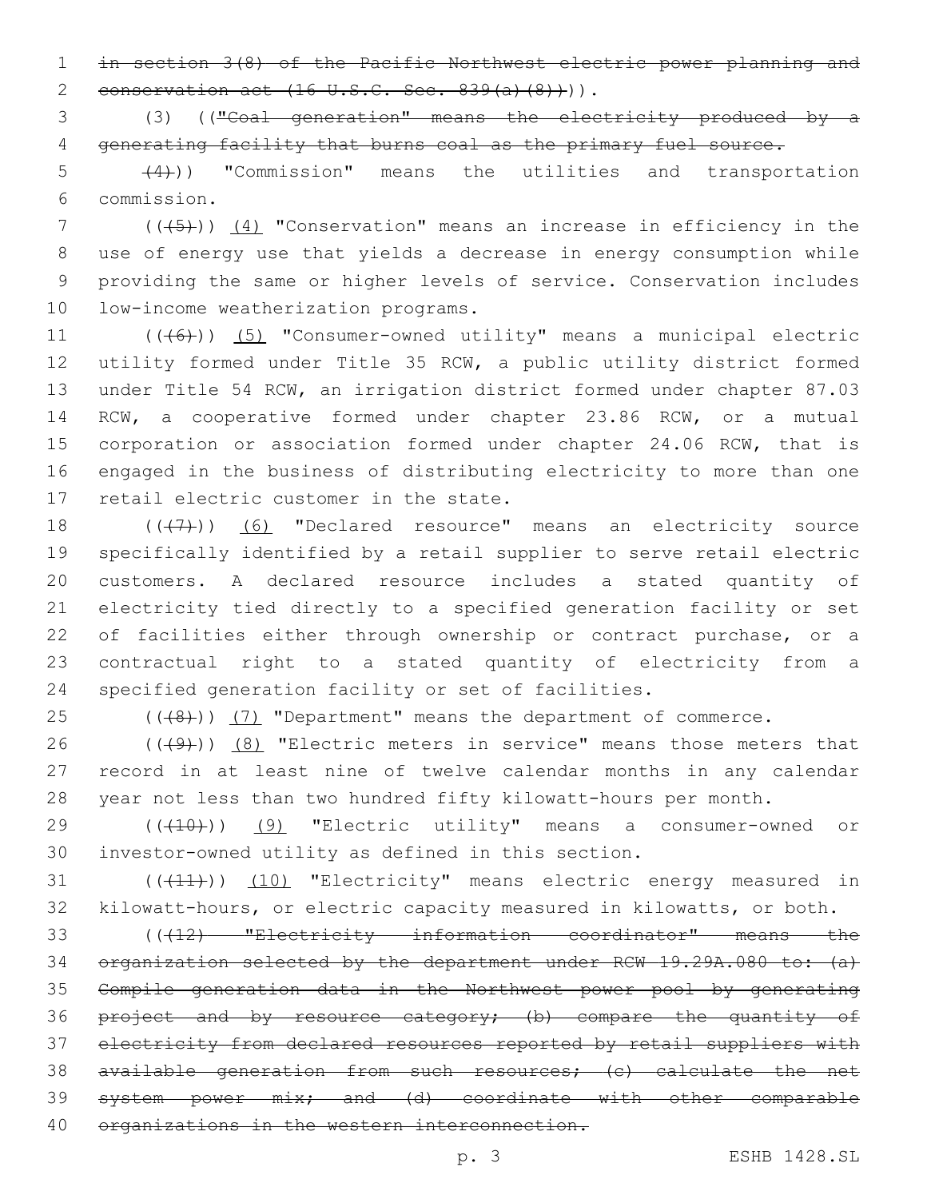in section 3(8) of the Pacific Northwest electric power planning and conservation act (16 U.S.C. Sec. 839(a)(8)))).

(3) (("Coal generation" means the electricity produced by a generating facility that burns coal as the primary fuel source.

(4))) "Commission" means the utilities and transportation commission.

(((5))) (4) "Conservation" means an increase in efficiency in the use of energy use that yields a decrease in energy consumption while providing the same or higher levels of service. Conservation includes low-income weatherization programs.

(((6))) (5) "Consumer-owned utility" means a municipal electric utility formed under Title 35 RCW, a public utility district formed under Title 54 RCW, an irrigation district formed under chapter 87.03 RCW, a cooperative formed under chapter 23.86 RCW, or a mutual corporation or association formed under chapter 24.06 RCW, that is engaged in the business of distributing electricity to more than one retail electric customer in the state.

(((7))) (6) "Declared resource" means an electricity source specifically identified by a retail supplier to serve retail electric customers. A declared resource includes a stated quantity of electricity tied directly to a specified generation facility or set of facilities either through ownership or contract purchase, or a contractual right to a stated quantity of electricity from a specified generation facility or set of facilities.

(((8))) (7) "Department" means the department of commerce.

(((9))) (8) "Electric meters in service" means those meters that record in at least nine of twelve calendar months in any calendar year not less than two hundred fifty kilowatt-hours per month.

(((10))) (9) "Electric utility" means a consumer-owned or investor-owned utility as defined in this section.

(((11))) (10) "Electricity" means electric energy measured in kilowatt-hours, or electric capacity measured in kilowatts, or both.

(((12) "Electricity information coordinator" means the organization selected by the department under RCW 19.29A.080 to: (a) Compile generation data in the Northwest power pool by generating project and by resource category; (b) compare the quantity of electricity from declared resources reported by retail suppliers with available generation from such resources; (c) calculate the net system power mix; and (d) coordinate with other comparable organizations in the western interconnection.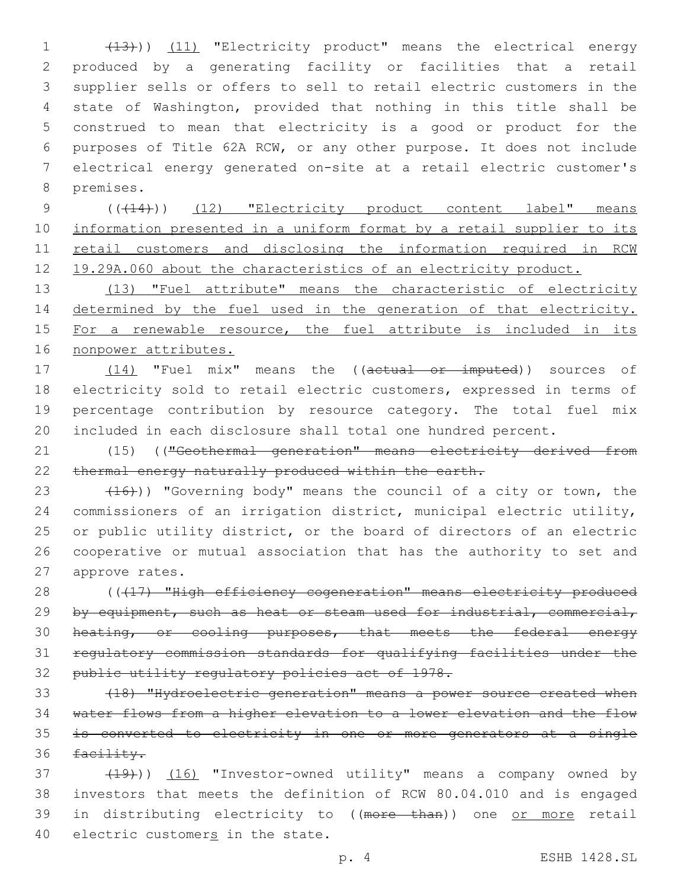((~~(13)~~)) <u>(11)</u> "Electricity product" means the electrical energy produced by a generating facility or facilities that a retail supplier sells or offers to sell to retail electric customers in the state of Washington, provided that nothing in this title shall be construed to mean that electricity is a good or product for the purposes of Title 62A RCW, or any other purpose. It does not include electrical energy generated on-site at a retail electric customer's premises.

((~~(14)~~)) <u>(12) "Electricity product content label" means information presented in a uniform format by a retail supplier to its retail customers and disclosing the information required in RCW 19.29A.060 about the characteristics of an electricity product.</u>

<u>(13) "Fuel attribute" means the characteristic of electricity determined by the fuel used in the generation of that electricity. For a renewable resource, the fuel attribute is included in its nonpower attributes.</u>

<u>(14)</u> "Fuel mix" means the ((~~actual or imputed~~)) sources of electricity sold to retail electric customers, expressed in terms of percentage contribution by resource category. The total fuel mix included in each disclosure shall total one hundred percent.

(15) ((~~"Geothermal generation" means electricity derived from thermal energy naturally produced within the earth.~~

~~(16)~~)) "Governing body" means the council of a city or town, the commissioners of an irrigation district, municipal electric utility, or public utility district, or the board of directors of an electric cooperative or mutual association that has the authority to set and approve rates.

((~~(17) "High efficiency cogeneration" means electricity produced by equipment, such as heat or steam used for industrial, commercial, heating, or cooling purposes, that meets the federal energy regulatory commission standards for qualifying facilities under the public utility regulatory policies act of 1978.~~

~~(18) "Hydroelectric generation" means a power source created when water flows from a higher elevation to a lower elevation and the flow is converted to electricity in one or more generators at a single facility.~~

~~(19)~~)) <u>(16)</u> "Investor-owned utility" means a company owned by investors that meets the definition of RCW 80.04.010 and is engaged in distributing electricity to ((~~more than~~)) one <u>or more</u> retail electric customer<u>s</u> in the state.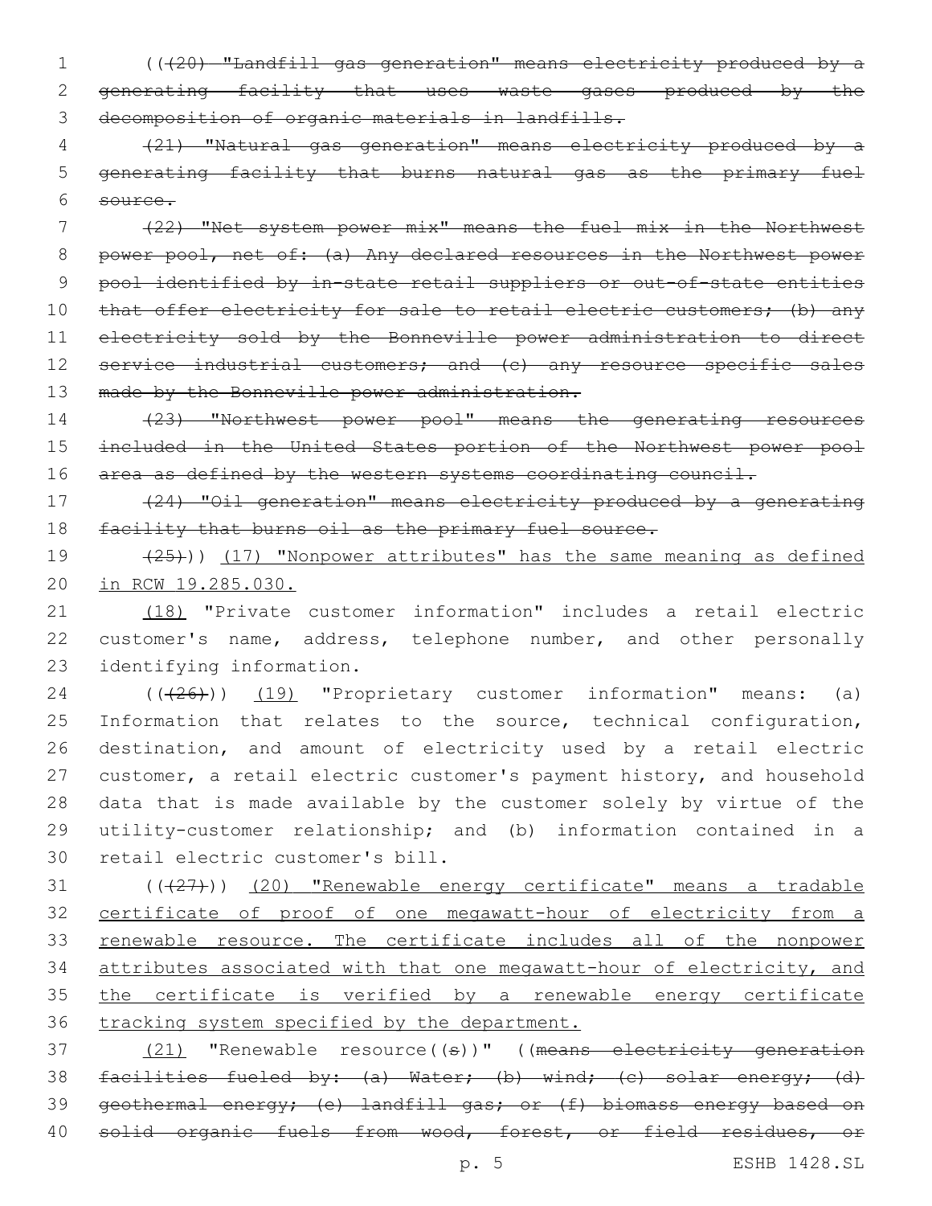((~~(20) "Landfill gas generation" means electricity produced by a generating facility that uses waste gases produced by the decomposition of organic materials in landfills.~~

~~(21) "Natural gas generation" means electricity produced by a generating facility that burns natural gas as the primary fuel source.~~

~~(22) "Net system power mix" means the fuel mix in the Northwest power pool, net of: (a) Any declared resources in the Northwest power pool identified by in-state retail suppliers or out-of-state entities that offer electricity for sale to retail electric customers; (b) any electricity sold by the Bonneville power administration to direct service industrial customers; and (c) any resource specific sales made by the Bonneville power administration.~~

~~(23) "Northwest power pool" means the generating resources included in the United States portion of the Northwest power pool area as defined by the western systems coordinating council.~~

~~(24) "Oil generation" means electricity produced by a generating facility that burns oil as the primary fuel source.~~

~~(25)~~)) <u>(17) "Nonpower attributes" has the same meaning as defined in RCW 19.285.030.</u>

<u>(18)</u> "Private customer information" includes a retail electric customer's name, address, telephone number, and other personally identifying information.

((~~(26)~~)) <u>(19)</u> "Proprietary customer information" means: (a) Information that relates to the source, technical configuration, destination, and amount of electricity used by a retail electric customer, a retail electric customer's payment history, and household data that is made available by the customer solely by virtue of the utility-customer relationship; and (b) information contained in a retail electric customer's bill.

((~~(27)~~)) <u>(20) "Renewable energy certificate" means a tradable certificate of proof of one megawatt-hour of electricity from a renewable resource. The certificate includes all of the nonpower attributes associated with that one megawatt-hour of electricity, and the certificate is verified by a renewable energy certificate tracking system specified by the department.</u>

<u>(21)</u> "Renewable resource((~~s~~))" ((~~means electricity generation facilities fueled by: (a) Water; (b) wind; (c) solar energy; (d) geothermal energy; (e) landfill gas; or (f) biomass energy based on solid organic fuels from wood, forest, or field residues, or~~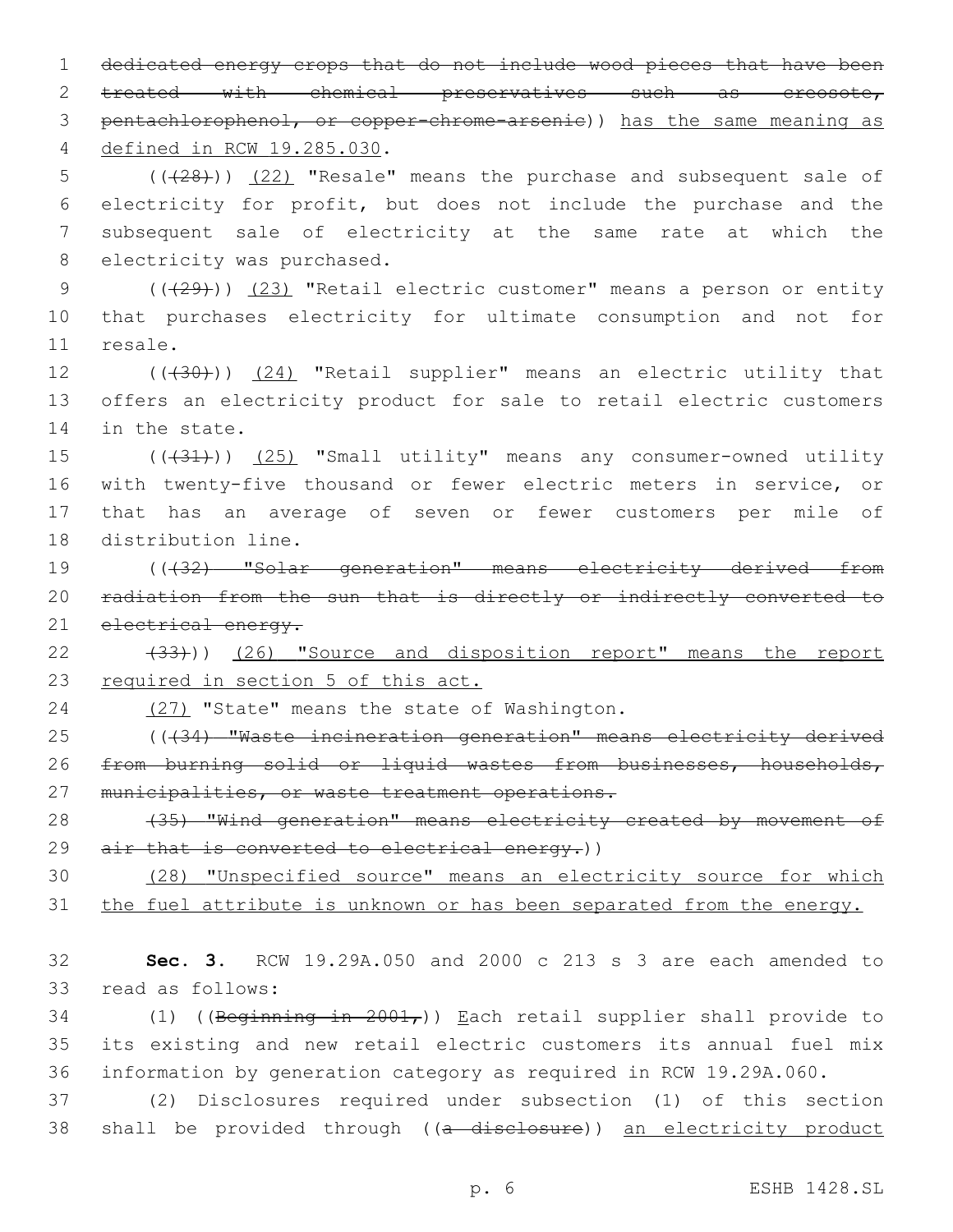dedicated energy crops that do not include wood pieces that have been treated with chemical preservatives such as creosote, pentachlorophenol, or copper-chrome-arsenic)) has the same meaning as defined in RCW 19.285.030.

(((28))) (22) "Resale" means the purchase and subsequent sale of electricity for profit, but does not include the purchase and the subsequent sale of electricity at the same rate at which the electricity was purchased.

(((29))) (23) "Retail electric customer" means a person or entity that purchases electricity for ultimate consumption and not for resale.

(((30))) (24) "Retail supplier" means an electric utility that offers an electricity product for sale to retail electric customers in the state.

(((31))) (25) "Small utility" means any consumer-owned utility with twenty-five thousand or fewer electric meters in service, or that has an average of seven or fewer customers per mile of distribution line.

(((32) "Solar generation" means electricity derived from radiation from the sun that is directly or indirectly converted to electrical energy.

(33))) (26) "Source and disposition report" means the report required in section 5 of this act.

(27) "State" means the state of Washington.

(((34) "Waste incineration generation" means electricity derived from burning solid or liquid wastes from businesses, households, municipalities, or waste treatment operations.

(35) "Wind generation" means electricity created by movement of air that is converted to electrical energy.))

(28) "Unspecified source" means an electricity source for which the fuel attribute is unknown or has been separated from the energy.

**Sec. 3.** RCW 19.29A.050 and 2000 c 213 s 3 are each amended to read as follows:

(1) ((Beginning in 2001,)) Each retail supplier shall provide to its existing and new retail electric customers its annual fuel mix information by generation category as required in RCW 19.29A.060.

(2) Disclosures required under subsection (1) of this section shall be provided through ((a disclosure)) an electricity product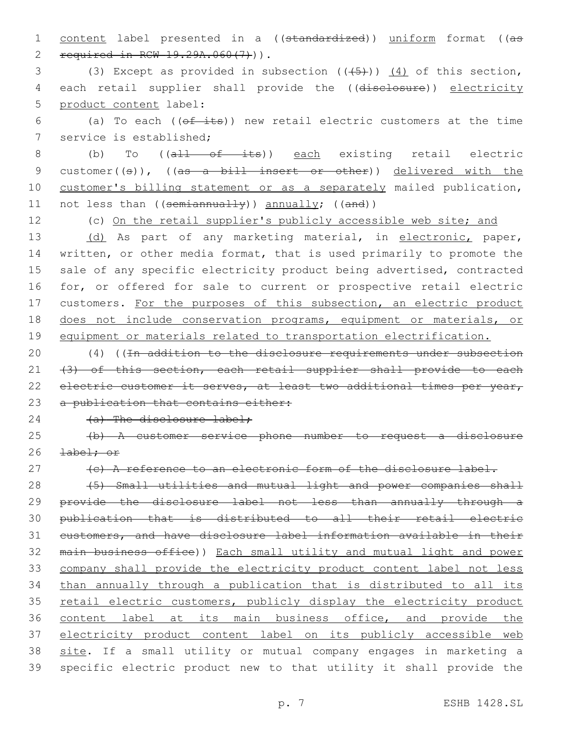content label presented in a ((~~standardized~~)) uniform format ((~~as required in RCW 19.29A.060(7)~~)).

(3) Except as provided in subsection ((~~(5)~~)) (4) of this section, each retail supplier shall provide the ((~~disclosure~~)) electricity product content label:

(a) To each ((~~of its~~)) new retail electric customers at the time service is established;

(b) To ((~~all of its~~)) each existing retail electric customer((~~s~~)), ((~~as a bill insert or other~~)) delivered with the customer's billing statement or as a separately mailed publication, not less than ((~~semiannually~~)) annually; ((~~and~~))

(c) On the retail supplier's publicly accessible web site; and

(d) As part of any marketing material, in electronic, paper, written, or other media format, that is used primarily to promote the sale of any specific electricity product being advertised, contracted for, or offered for sale to current or prospective retail electric customers. For the purposes of this subsection, an electric product does not include conservation programs, equipment or materials, or equipment or materials related to transportation electrification.

(4) ((~~In addition to the disclosure requirements under subsection (3) of this section, each retail supplier shall provide to each electric customer it serves, at least two additional times per year, a publication that contains either:~~

~~(a) The disclosure label;~~

~~(b) A customer service phone number to request a disclosure label; or~~

~~(c) A reference to an electronic form of the disclosure label.~~

~~(5) Small utilities and mutual light and power companies shall provide the disclosure label not less than annually through a publication that is distributed to all their retail electric customers, and have disclosure label information available in their main business office~~)) Each small utility and mutual light and power company shall provide the electricity product content label not less than annually through a publication that is distributed to all its retail electric customers, publicly display the electricity product content label at its main business office, and provide the electricity product content label on its publicly accessible web site. If a small utility or mutual company engages in marketing a specific electric product new to that utility it shall provide the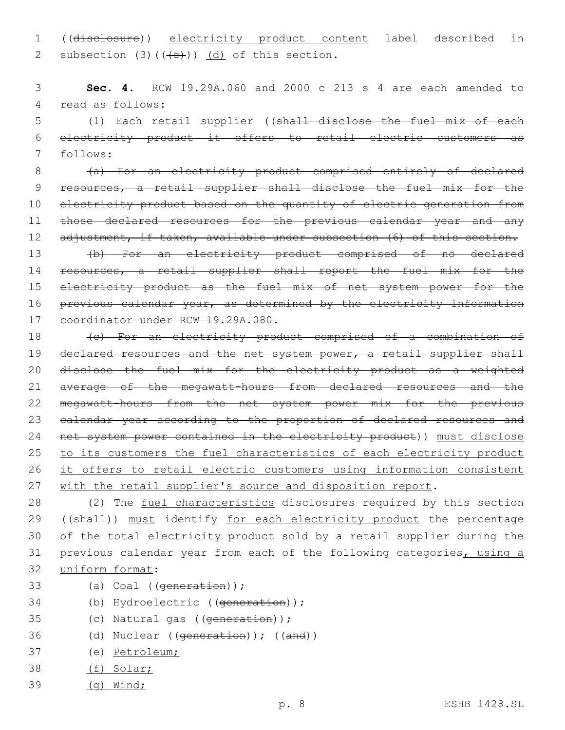((~~disclosure~~)) <u>electricity product content</u> label described in subsection (3)((~~(c)~~)) <u>(d)</u> of this section.

**Sec. 4.** RCW 19.29A.060 and 2000 c 213 s 4 are each amended to read as follows:

(1) Each retail supplier ((~~shall disclose the fuel mix of each electricity product it offers to retail electric customers as follows:~~

~~(a) For an electricity product comprised entirely of declared resources, a retail supplier shall disclose the fuel mix for the electricity product based on the quantity of electric generation from those declared resources for the previous calendar year and any adjustment, if taken, available under subsection (6) of this section.~~

~~(b) For an electricity product comprised of no declared resources, a retail supplier shall report the fuel mix for the electricity product as the fuel mix of net system power for the previous calendar year, as determined by the electricity information coordinator under RCW 19.29A.080.~~

~~(c) For an electricity product comprised of a combination of declared resources and the net system power, a retail supplier shall disclose the fuel mix for the electricity product as a weighted average of the megawatt-hours from declared resources and the megawatt-hours from the net system power mix for the previous calendar year according to the proportion of declared resources and net system power contained in the electricity product~~)) <u>must disclose to its customers the fuel characteristics of each electricity product it offers to retail electric customers using information consistent with the retail supplier's source and disposition report</u>.

(2) The <u>fuel characteristics</u> disclosures required by this section ((~~shall~~)) <u>must</u> identify <u>for each electricity product</u> the percentage of the total electricity product sold by a retail supplier during the previous calendar year from each of the following categories<u>, using a uniform format</u>:

(a) Coal ((~~generation~~));

(b) Hydroelectric ((~~generation~~));

(c) Natural gas ((~~generation~~));

(d) Nuclear ((~~generation~~)); ((~~and~~))

(e) <u>Petroleum;</u>

<u>(f) Solar;</u>

<u>(g) Wind;</u>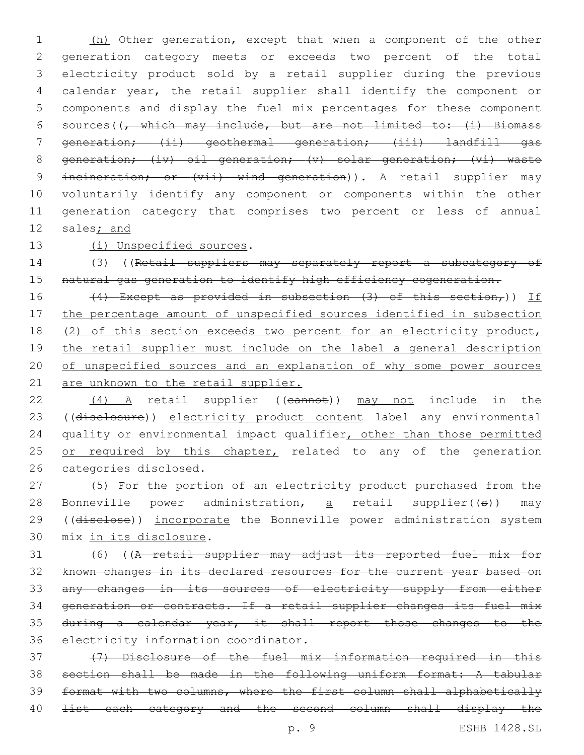(h) Other generation, except that when a component of the other generation category meets or exceeds two percent of the total electricity product sold by a retail supplier during the previous calendar year, the retail supplier shall identify the component or components and display the fuel mix percentages for these component sources((~~, which may include, but are not limited to: (i) Biomass generation; (ii) geothermal generation; (iii) landfill gas generation; (iv) oil generation; (v) solar generation; (vi) waste incineration; or (vii) wind generation~~)). A retail supplier may voluntarily identify any component or components within the other generation category that comprises two percent or less of annual sales; and

(i) Unspecified sources.

(3) ((~~Retail suppliers may separately report a subcategory of natural gas generation to identify high efficiency cogeneration.~~

~~(4) Except as provided in subsection (3) of this section,~~)) If the percentage amount of unspecified sources identified in subsection (2) of this section exceeds two percent for an electricity product, the retail supplier must include on the label a general description of unspecified sources and an explanation of why some power sources are unknown to the retail supplier.

(4) A retail supplier ((~~cannot~~)) may not include in the ((~~disclosure~~)) electricity product content label any environmental quality or environmental impact qualifier, other than those permitted or required by this chapter, related to any of the generation categories disclosed.

(5) For the portion of an electricity product purchased from the Bonneville power administration, a retail supplier((~~s~~)) may ((~~disclose~~)) incorporate the Bonneville power administration system mix in its disclosure.

(6) ((~~A retail supplier may adjust its reported fuel mix for known changes in its declared resources for the current year based on any changes in its sources of electricity supply from either generation or contracts. If a retail supplier changes its fuel mix during a calendar year, it shall report those changes to the electricity information coordinator.~~

~~(7) Disclosure of the fuel mix information required in this section shall be made in the following uniform format: A tabular format with two columns, where the first column shall alphabetically list each category and the second column shall display the~~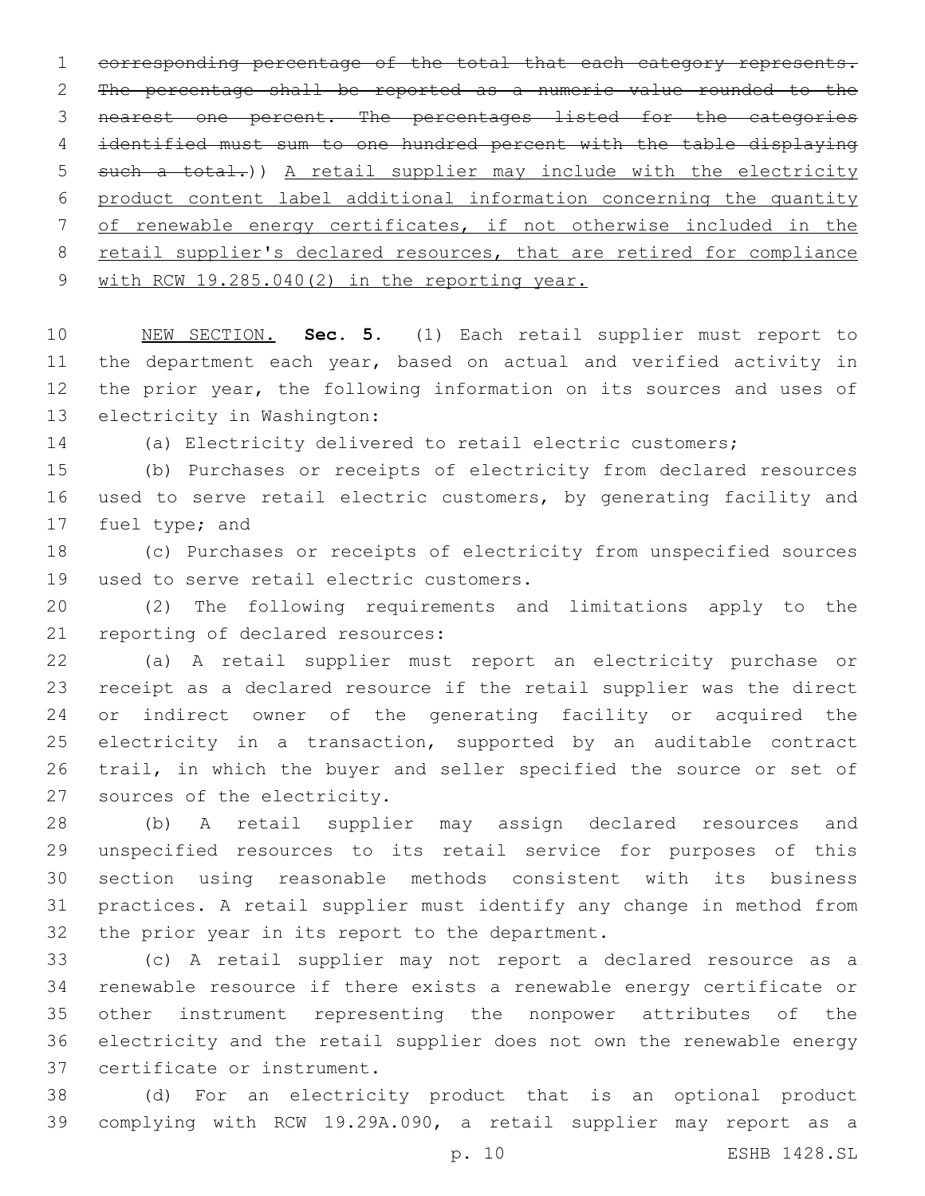~~corresponding percentage of the total that each category represents. The percentage shall be reported as a numeric value rounded to the nearest one percent. The percentages listed for the categories identified must sum to one hundred percent with the table displaying such a total.~~)) <u>A retail supplier may include with the electricity product content label additional information concerning the quantity of renewable energy certificates, if not otherwise included in the retail supplier's declared resources, that are retired for compliance with RCW 19.285.040(2) in the reporting year.</u>

<u>NEW SECTION.</u> **Sec. 5.** (1) Each retail supplier must report to the department each year, based on actual and verified activity in the prior year, the following information on its sources and uses of electricity in Washington:

(a) Electricity delivered to retail electric customers;

(b) Purchases or receipts of electricity from declared resources used to serve retail electric customers, by generating facility and fuel type; and

(c) Purchases or receipts of electricity from unspecified sources used to serve retail electric customers.

(2) The following requirements and limitations apply to the reporting of declared resources:

(a) A retail supplier must report an electricity purchase or receipt as a declared resource if the retail supplier was the direct or indirect owner of the generating facility or acquired the electricity in a transaction, supported by an auditable contract trail, in which the buyer and seller specified the source or set of sources of the electricity.

(b) A retail supplier may assign declared resources and unspecified resources to its retail service for purposes of this section using reasonable methods consistent with its business practices. A retail supplier must identify any change in method from the prior year in its report to the department.

(c) A retail supplier may not report a declared resource as a renewable resource if there exists a renewable energy certificate or other instrument representing the nonpower attributes of the electricity and the retail supplier does not own the renewable energy certificate or instrument.

(d) For an electricity product that is an optional product complying with RCW 19.29A.090, a retail supplier may report as a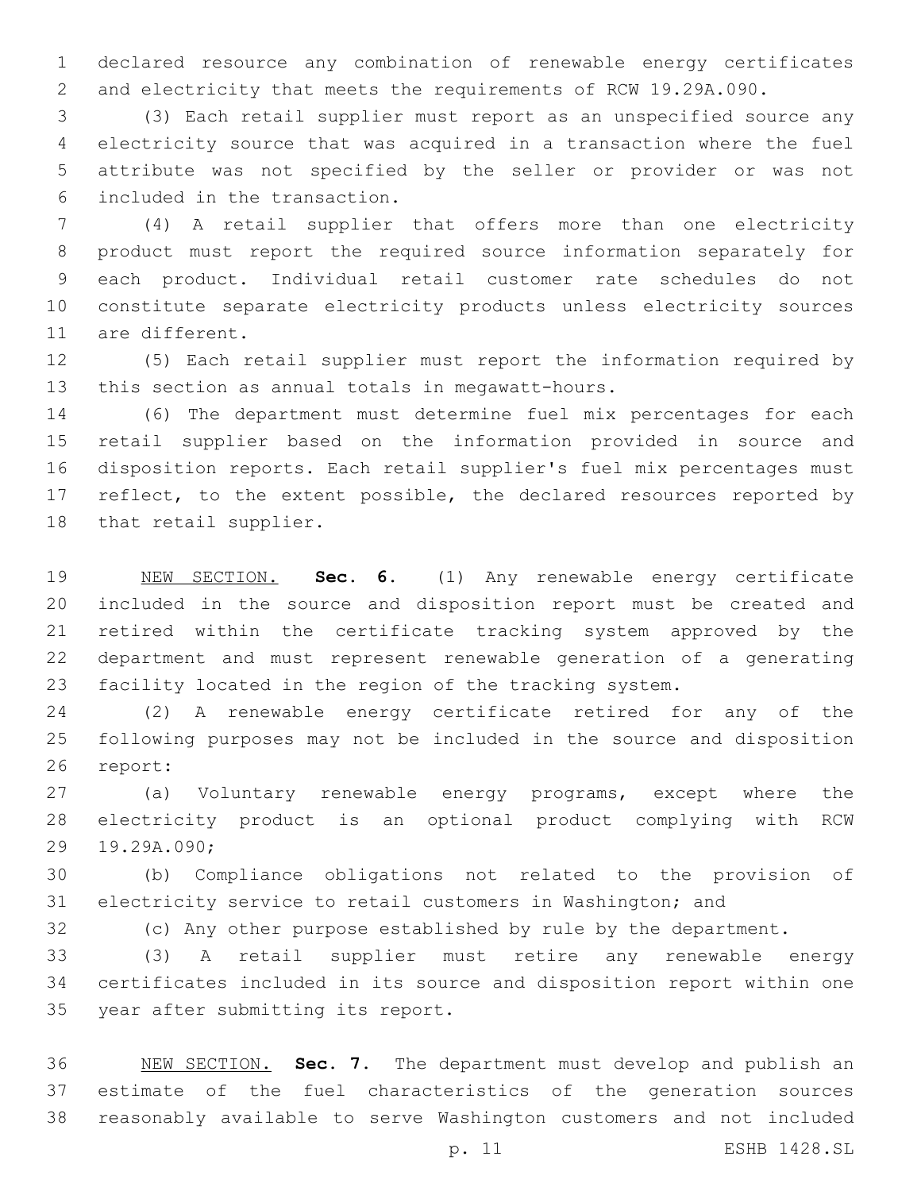declared resource any combination of renewable energy certificates and electricity that meets the requirements of RCW 19.29A.090.

(3) Each retail supplier must report as an unspecified source any electricity source that was acquired in a transaction where the fuel attribute was not specified by the seller or provider or was not included in the transaction.

(4) A retail supplier that offers more than one electricity product must report the required source information separately for each product. Individual retail customer rate schedules do not constitute separate electricity products unless electricity sources are different.

(5) Each retail supplier must report the information required by this section as annual totals in megawatt-hours.

(6) The department must determine fuel mix percentages for each retail supplier based on the information provided in source and disposition reports. Each retail supplier's fuel mix percentages must reflect, to the extent possible, the declared resources reported by that retail supplier.

NEW SECTION. **Sec. 6.** (1) Any renewable energy certificate included in the source and disposition report must be created and retired within the certificate tracking system approved by the department and must represent renewable generation of a generating facility located in the region of the tracking system.

(2) A renewable energy certificate retired for any of the following purposes may not be included in the source and disposition report:

(a) Voluntary renewable energy programs, except where the electricity product is an optional product complying with RCW 19.29A.090;

(b) Compliance obligations not related to the provision of electricity service to retail customers in Washington; and

(c) Any other purpose established by rule by the department.

(3) A retail supplier must retire any renewable energy certificates included in its source and disposition report within one year after submitting its report.

NEW SECTION. **Sec. 7.** The department must develop and publish an estimate of the fuel characteristics of the generation sources reasonably available to serve Washington customers and not included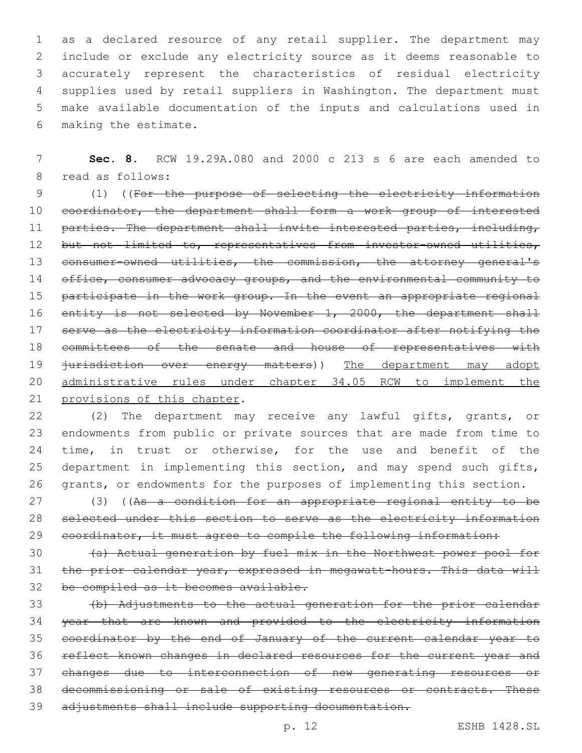as a declared resource of any retail supplier. The department may include or exclude any electricity source as it deems reasonable to accurately represent the characteristics of residual electricity supplies used by retail suppliers in Washington. The department must make available documentation of the inputs and calculations used in making the estimate.

**Sec. 8.** RCW 19.29A.080 and 2000 c 213 s 6 are each amended to read as follows:

(1) ((~~For the purpose of selecting the electricity information coordinator, the department shall form a work group of interested parties. The department shall invite interested parties, including, but not limited to, representatives from investor-owned utilities, consumer-owned utilities, the commission, the attorney general's office, consumer advocacy groups, and the environmental community to participate in the work group. In the event an appropriate regional entity is not selected by November 1, 2000, the department shall serve as the electricity information coordinator after notifying the committees of the senate and house of representatives with jurisdiction over energy matters~~)) <u>The department may adopt administrative rules under chapter 34.05 RCW to implement the provisions of this chapter</u>.

(2) The department may receive any lawful gifts, grants, or endowments from public or private sources that are made from time to time, in trust or otherwise, for the use and benefit of the department in implementing this section, and may spend such gifts, grants, or endowments for the purposes of implementing this section.

(3) ((~~As a condition for an appropriate regional entity to be selected under this section to serve as the electricity information coordinator, it must agree to compile the following information:~~

~~(a) Actual generation by fuel mix in the Northwest power pool for the prior calendar year, expressed in megawatt-hours. This data will be compiled as it becomes available.~~

~~(b) Adjustments to the actual generation for the prior calendar year that are known and provided to the electricity information coordinator by the end of January of the current calendar year to reflect known changes in declared resources for the current year and changes due to interconnection of new generating resources or decommissioning or sale of existing resources or contracts. These adjustments shall include supporting documentation.~~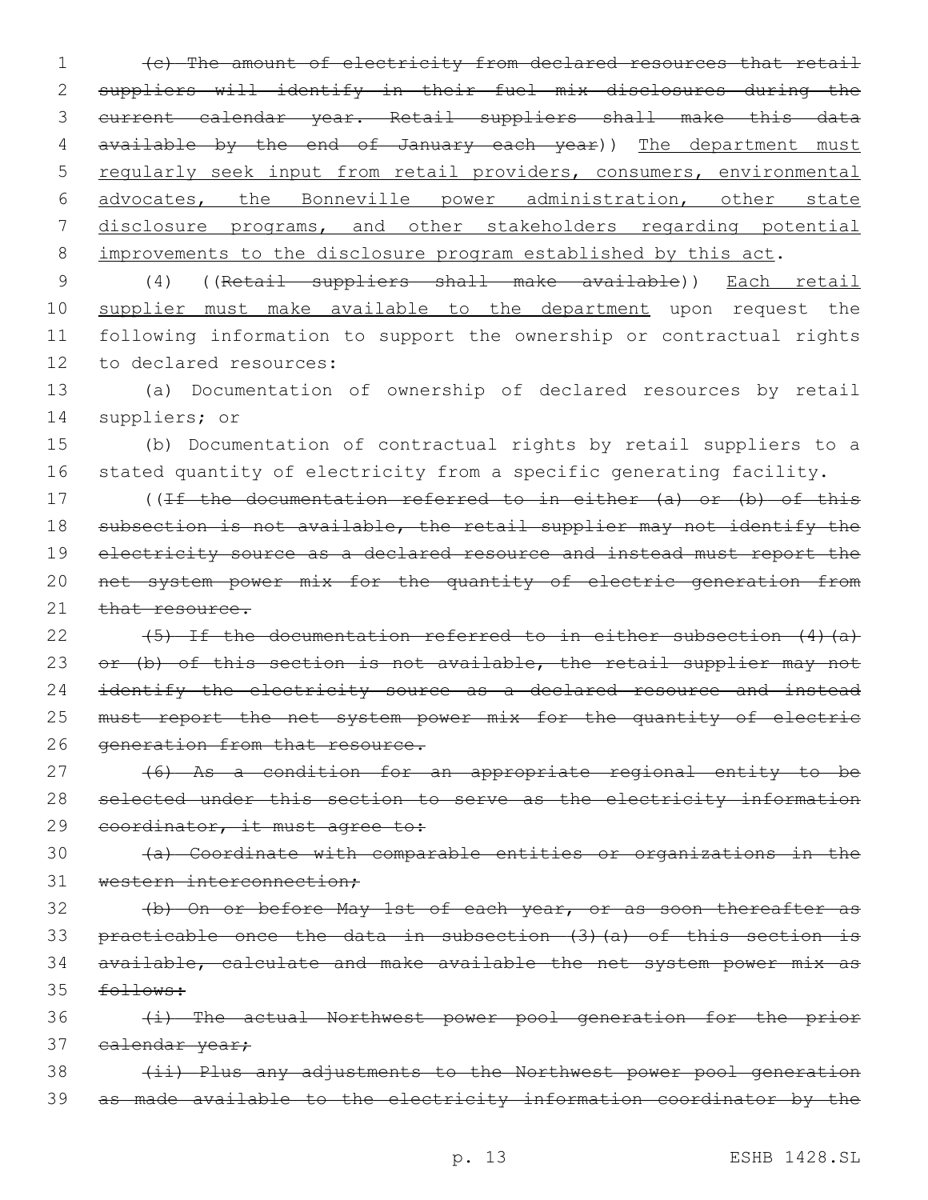~~(c) The amount of electricity from declared resources that retail suppliers will identify in their fuel mix disclosures during the current calendar year. Retail suppliers shall make this data available by the end of January each year~~)) The department must regularly seek input from retail providers, consumers, environmental advocates, the Bonneville power administration, other state disclosure programs, and other stakeholders regarding potential improvements to the disclosure program established by this act.

(4) ((~~Retail suppliers shall make available~~)) Each retail supplier must make available to the department upon request the following information to support the ownership or contractual rights to declared resources:

(a) Documentation of ownership of declared resources by retail suppliers; or

(b) Documentation of contractual rights by retail suppliers to a stated quantity of electricity from a specific generating facility.

((~~If the documentation referred to in either (a) or (b) of this subsection is not available, the retail supplier may not identify the electricity source as a declared resource and instead must report the net system power mix for the quantity of electric generation from that resource.~~

~~(5) If the documentation referred to in either subsection (4)(a) or (b) of this section is not available, the retail supplier may not identify the electricity source as a declared resource and instead must report the net system power mix for the quantity of electric generation from that resource.~~

~~(6) As a condition for an appropriate regional entity to be selected under this section to serve as the electricity information coordinator, it must agree to:~~

~~(a) Coordinate with comparable entities or organizations in the western interconnection;~~

~~(b) On or before May 1st of each year, or as soon thereafter as practicable once the data in subsection (3)(a) of this section is available, calculate and make available the net system power mix as follows:~~

~~(i) The actual Northwest power pool generation for the prior calendar year;~~

~~(ii) Plus any adjustments to the Northwest power pool generation as made available to the electricity information coordinator by the~~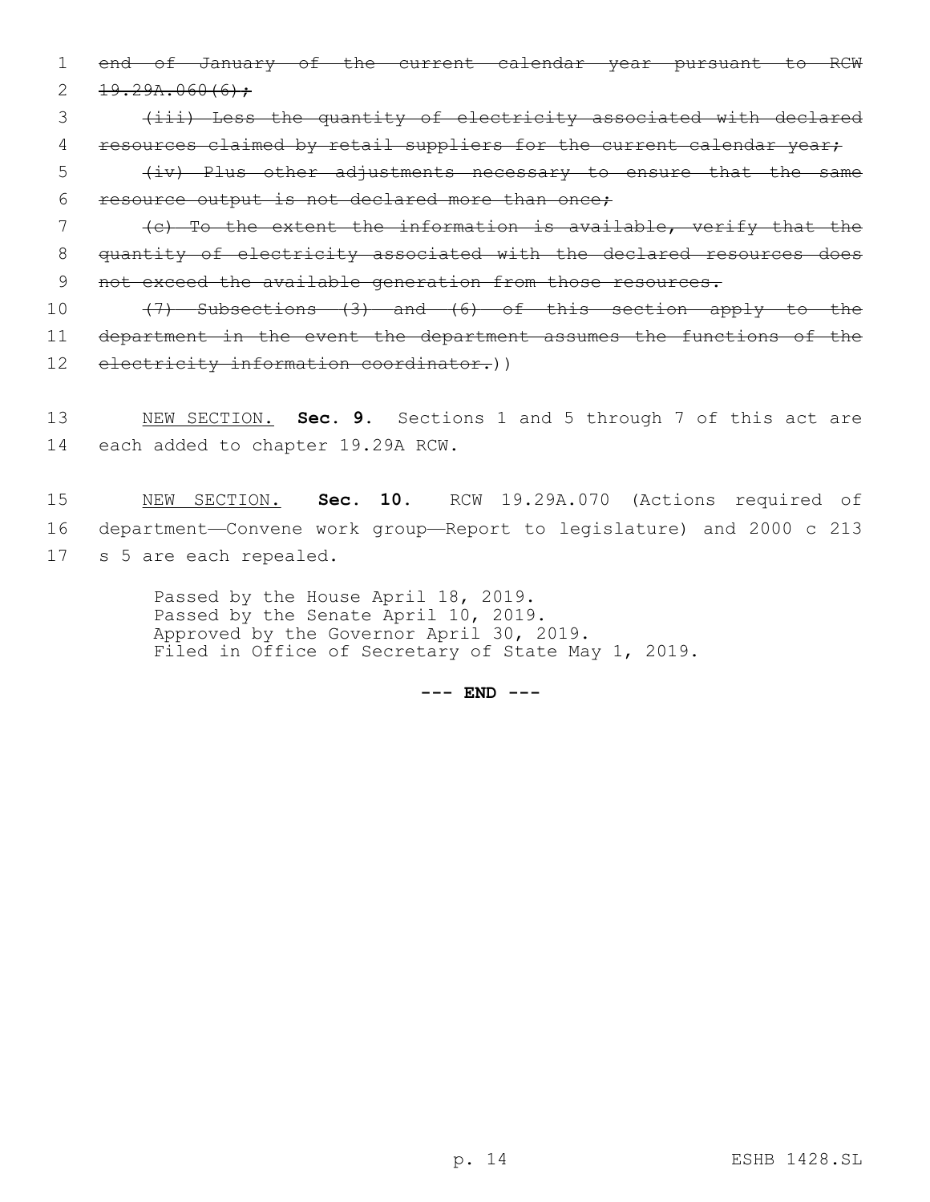~~end of January of the current calendar year pursuant to RCW 19.29A.060(6);~~

~~(iii) Less the quantity of electricity associated with declared resources claimed by retail suppliers for the current calendar year;~~

~~(iv) Plus other adjustments necessary to ensure that the same resource output is not declared more than once;~~

~~(c) To the extent the information is available, verify that the quantity of electricity associated with the declared resources does not exceed the available generation from those resources.~~

~~(7) Subsections (3) and (6) of this section apply to the department in the event the department assumes the functions of the electricity information coordinator.~~))

NEW SECTION. **Sec. 9.** Sections 1 and 5 through 7 of this act are each added to chapter 19.29A RCW.

NEW SECTION. **Sec. 10.** RCW 19.29A.070 (Actions required of department—Convene work group—Report to legislature) and 2000 c 213 s 5 are each repealed.

Passed by the House April 18, 2019.
Passed by the Senate April 10, 2019.
Approved by the Governor April 30, 2019.
Filed in Office of Secretary of State May 1, 2019.

**--- END ---**